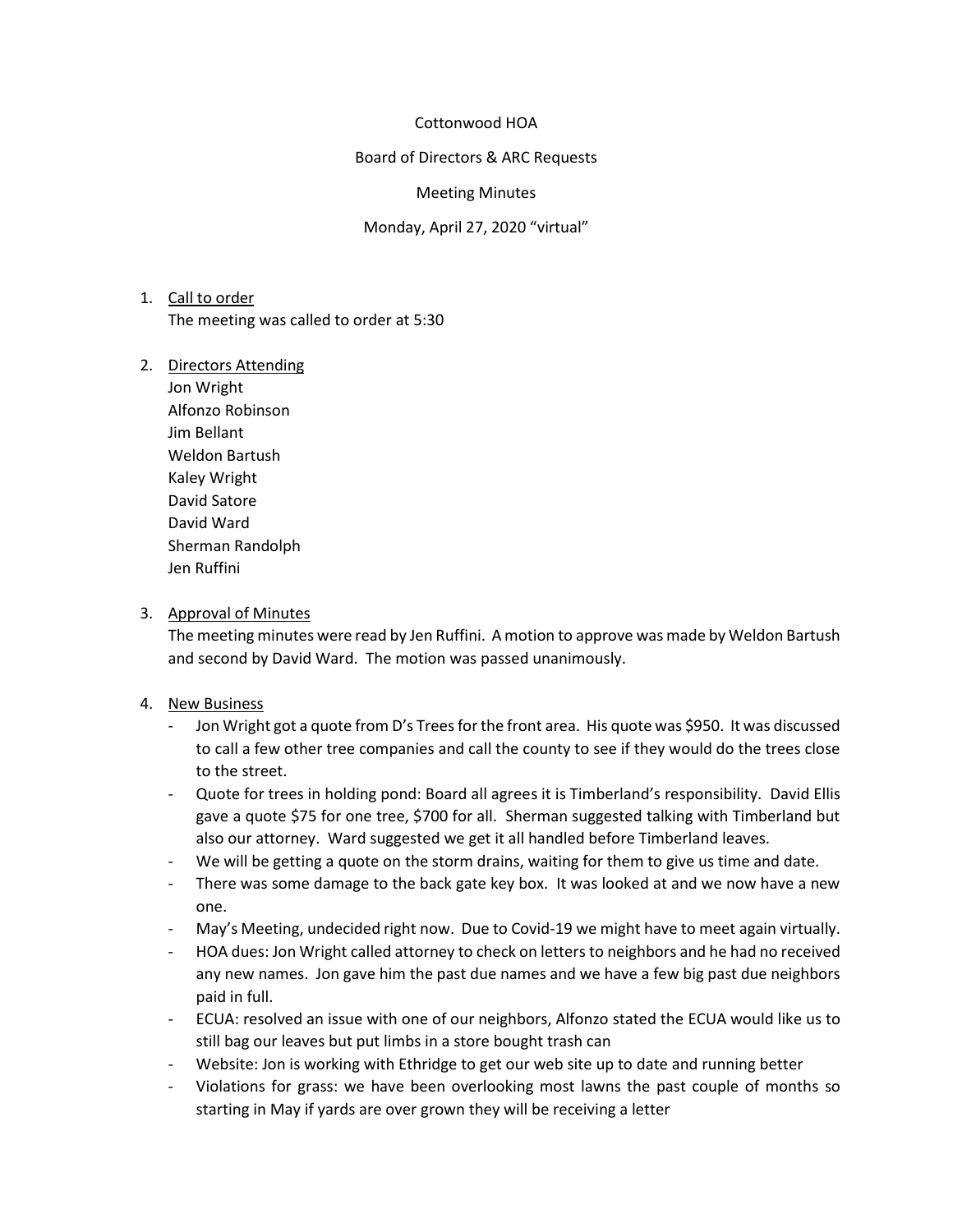Cottonwood HOA

Board of Directors & ARC Requests

Meeting Minutes

Monday, April 27, 2020 "virtual"

1. Call to order
   The meeting was called to order at 5:30

2. Directors Attending
   Jon Wright
   Alfonzo Robinson
   Jim Bellant
   Weldon Bartush
   Kaley Wright
   David Satore
   David Ward
   Sherman Randolph
   Jen Ruffini

3. Approval of Minutes
   The meeting minutes were read by Jen Ruffini. A motion to approve was made by Weldon Bartush and second by David Ward. The motion was passed unanimously.

4. New Business
   - Jon Wright got a quote from D's Trees for the front area. His quote was $950. It was discussed to call a few other tree companies and call the county to see if they would do the trees close to the street.
   - Quote for trees in holding pond: Board all agrees it is Timberland's responsibility. David Ellis gave a quote $75 for one tree, $700 for all. Sherman suggested talking with Timberland but also our attorney. Ward suggested we get it all handled before Timberland leaves.
   - We will be getting a quote on the storm drains, waiting for them to give us time and date.
   - There was some damage to the back gate key box. It was looked at and we now have a new one.
   - May's Meeting, undecided right now. Due to Covid-19 we might have to meet again virtually.
   - HOA dues: Jon Wright called attorney to check on letters to neighbors and he had no received any new names. Jon gave him the past due names and we have a few big past due neighbors paid in full.
   - ECUA: resolved an issue with one of our neighbors, Alfonzo stated the ECUA would like us to still bag our leaves but put limbs in a store bought trash can
   - Website: Jon is working with Ethridge to get our web site up to date and running better
   - Violations for grass: we have been overlooking most lawns the past couple of months so starting in May if yards are over grown they will be receiving a letter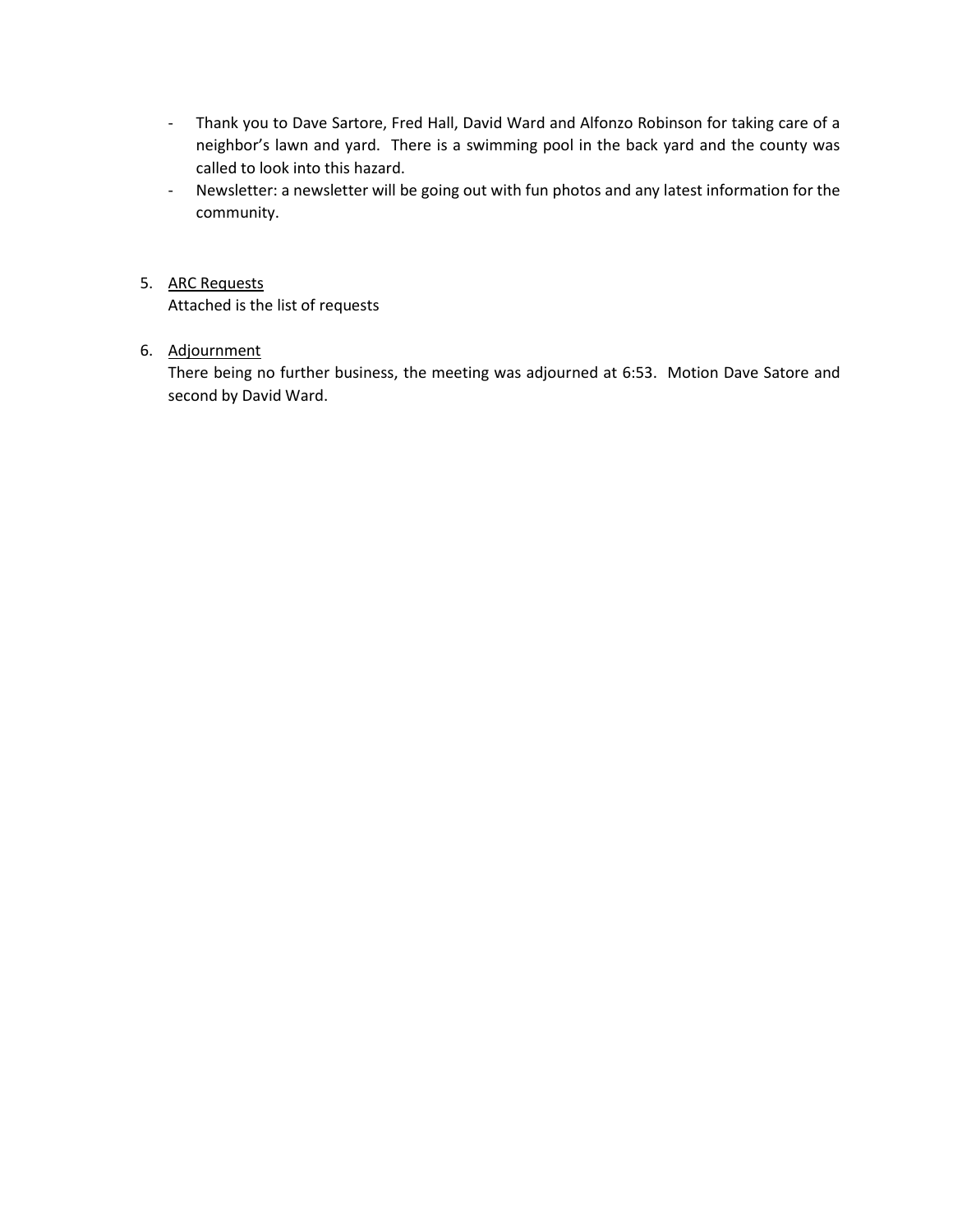- Thank you to Dave Sartore, Fred Hall, David Ward and Alfonzo Robinson for taking care of a neighbor's lawn and yard. There is a swimming pool in the back yard and the county was called to look into this hazard.
- Newsletter: a newsletter will be going out with fun photos and any latest information for the community.

5. <u>ARC Requests</u>
   Attached is the list of requests

6. <u>Adjournment</u>
   There being no further business, the meeting was adjourned at 6:53. Motion Dave Satore and second by David Ward.